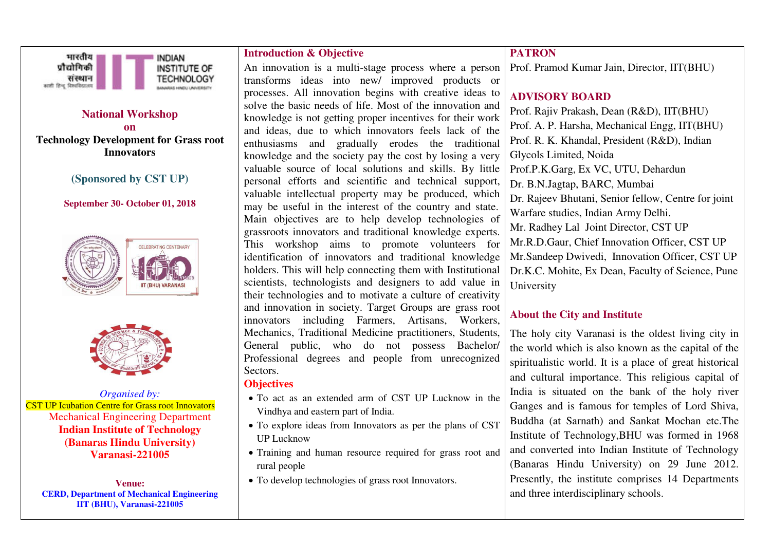National Workshop
on
**Technology Development for Grass root Innovators**

**(Sponsored by CST UP)**

**September 30- October 01, 2018**

*Organised by:*

CST UP Icubation Centre for Grass root Innovators

Mechanical Engineering Department

**Indian Institute of Technology**

**(Banaras Hindu University)**

**Varanasi-221005**

**Venue:**

**CERD, Department of Mechanical Engineering**

**IIT (BHU), Varanasi-221005**

## Introduction & Objective

An innovation is a multi-stage process where a person transforms ideas into new/ improved products or processes. All innovation begins with creative ideas to solve the basic needs of life. Most of the innovation and knowledge is not getting proper incentives for their work and ideas, due to which innovators feels lack of the enthusiasms and gradually erodes the traditional knowledge and the society pay the cost by losing a very valuable source of local solutions and skills. By little personal efforts and scientific and technical support, valuable intellectual property may be produced, which may be useful in the interest of the country and state. Main objectives are to help develop technologies of grassroots innovators and traditional knowledge experts. This workshop aims to promote volunteers for identification of innovators and traditional knowledge holders. This will help connecting them with Institutional scientists, technologists and designers to add value in their technologies and to motivate a culture of creativity and innovation in society. Target Groups are grass root innovators including Farmers, Artisans, Workers, Mechanics, Traditional Medicine practitioners, Students, General public, who do not possess Bachelor/ Professional degrees and people from unrecognized Sectors.

## Objectives

- To act as an extended arm of CST UP Lucknow in the Vindhya and eastern part of India.
- To explore ideas from Innovators as per the plans of CST UP Lucknow
- Training and human resource required for grass root and rural people
- To develop technologies of grass root Innovators.

## PATRON

Prof. Pramod Kumar Jain, Director, IIT(BHU)

## ADVISORY BOARD

Prof. Rajiv Prakash, Dean (R&D), IIT(BHU)

Prof. A. P. Harsha, Mechanical Engg, IIT(BHU)

Prof. R. K. Khandal, President (R&D), Indian Glycols Limited, Noida

Prof.P.K.Garg, Ex VC, UTU, Dehardun

Dr. B.N.Jagtap, BARC, Mumbai

Dr. Rajeev Bhutani, Senior fellow, Centre for joint Warfare studies, Indian Army Delhi.

Mr. Radhey Lal Joint Director, CST UP

Mr.R.D.Gaur, Chief Innovation Officer, CST UP

Mr.Sandeep Dwivedi, Innovation Officer, CST UP

Dr.K.C. Mohite, Ex Dean, Faculty of Science, Pune University

## About the City and Institute

The holy city Varanasi is the oldest living city in the world which is also known as the capital of the spiritualistic world. It is a place of great historical and cultural importance. This religious capital of India is situated on the bank of the holy river Ganges and is famous for temples of Lord Shiva, Buddha (at Sarnath) and Sankat Mochan etc.The Institute of Technology,BHU was formed in 1968 and converted into Indian Institute of Technology (Banaras Hindu University) on 29 June 2012. Presently, the institute comprises 14 Departments and three interdisciplinary schools.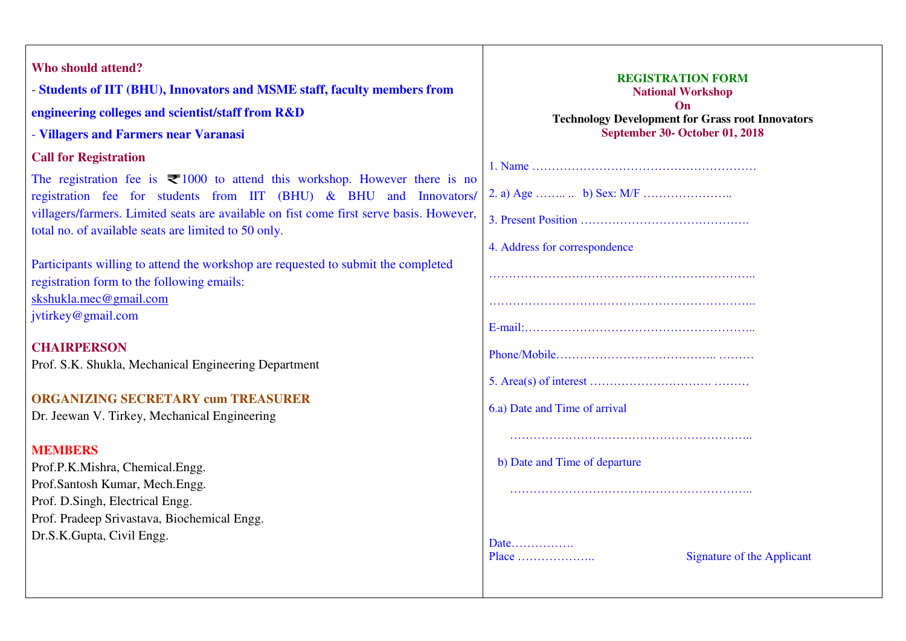## Who should attend?

- **Students of IIT (BHU), Innovators and MSME staff, faculty members from engineering colleges and scientist/staff from R&D**
- **Villagers and Farmers near Varanasi**

## Call for Registration

The registration fee is ₹1000 to attend this workshop. However there is no registration fee for students from IIT (BHU) & BHU and Innovators/ villagers/farmers. Limited seats are available on fist come first serve basis. However, total no. of available seats are limited to 50 only.

Participants willing to attend the workshop are requested to submit the completed registration form to the following emails:
skshukla.mec@gmail.com
jvtirkey@gmail.com

**CHAIRPERSON**
Prof. S.K. Shukla, Mechanical Engineering Department

**ORGANIZING SECRETARY cum TREASURER**
Dr. Jeewan V. Tirkey, Mechanical Engineering

**MEMBERS**
Prof.P.K.Mishra, Chemical.Engg.
Prof.Santosh Kumar, Mech.Engg.
Prof. D.Singh, Electrical Engg.
Prof. Pradeep Srivastava, Biochemical Engg.
Dr.S.K.Gupta, Civil Engg.

**REGISTRATION FORM**
**National Workshop**
**On**
**Technology Development for Grass root Innovators**
**September 30- October 01, 2018**

1. Name ………………………………………………….

2. a) Age …….. ..  b) Sex: M/F …………………..

3. Present Position …………………………………….

4. Address for correspondence

…………………………………………………………..

…………………………………………………………..

E-mail:…………………………………………………..

Phone/Mobile……………………………….. ………

5. Area(s) of interest ………………………… ………

6.a) Date and Time of arrival

……………………………………………………..

b) Date and Time of departure

……………………………………………………..

Date…………….
Place ……………….. Signature of the Applicant